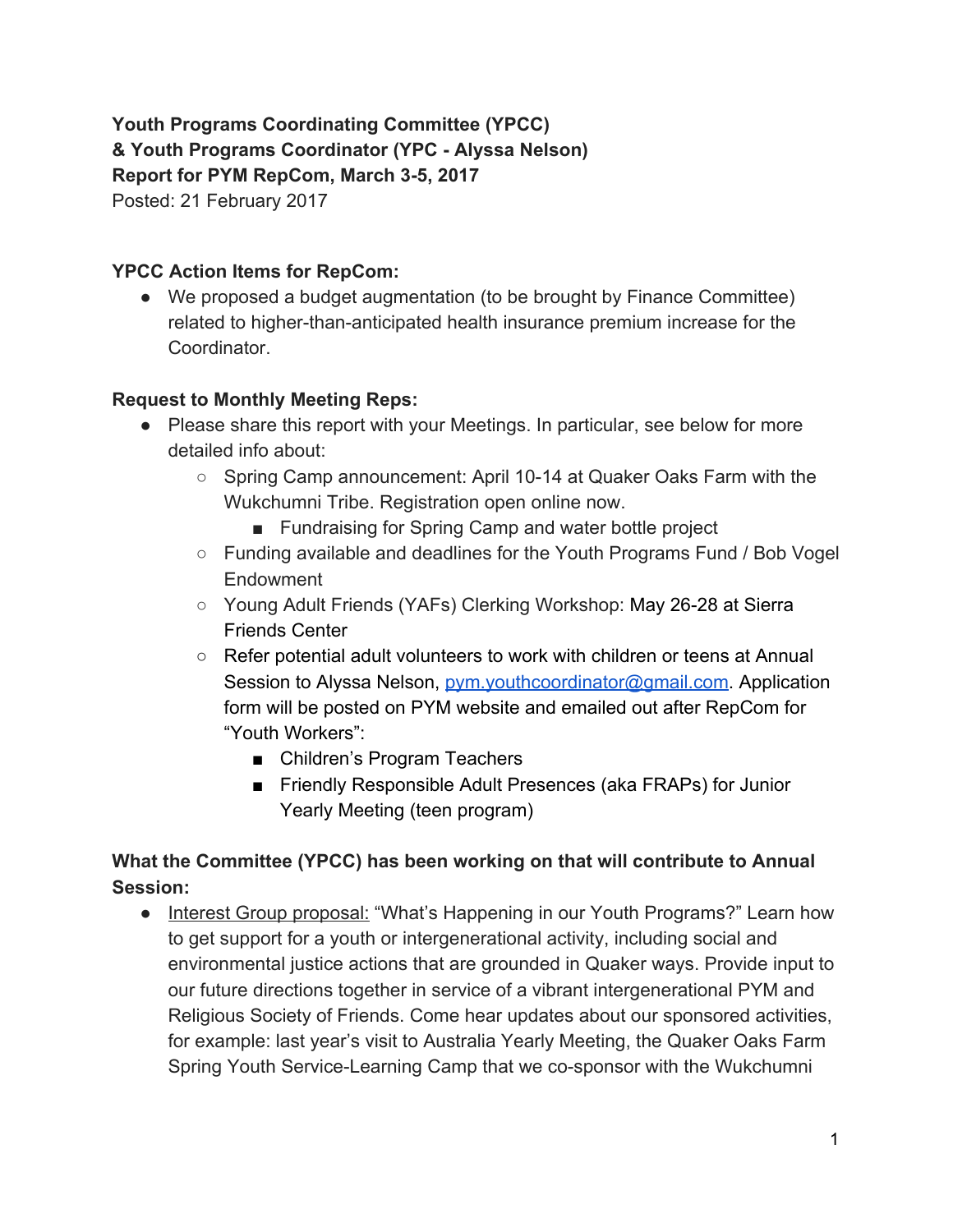**Youth Programs Coordinating Committee (YPCC)**
**& Youth Programs Coordinator (YPC - Alyssa Nelson)**
**Report for PYM RepCom, March 3-5, 2017**
Posted: 21 February 2017

**YPCC Action Items for RepCom:**

- We proposed a budget augmentation (to be brought by Finance Committee) related to higher-than-anticipated health insurance premium increase for the Coordinator.

**Request to Monthly Meeting Reps:**

- Please share this report with your Meetings. In particular, see below for more detailed info about:
  - Spring Camp announcement: April 10-14 at Quaker Oaks Farm with the Wukchumni Tribe. Registration open online now.
    - Fundraising for Spring Camp and water bottle project
  - Funding available and deadlines for the Youth Programs Fund / Bob Vogel Endowment
  - Young Adult Friends (YAFs) Clerking Workshop: May 26-28 at Sierra Friends Center
  - Refer potential adult volunteers to work with children or teens at Annual Session to Alyssa Nelson, pym.youthcoordinator@gmail.com. Application form will be posted on PYM website and emailed out after RepCom for "Youth Workers":
    - Children's Program Teachers
    - Friendly Responsible Adult Presences (aka FRAPs) for Junior Yearly Meeting (teen program)

**What the Committee (YPCC) has been working on that will contribute to Annual Session:**

- Interest Group proposal: "What's Happening in our Youth Programs?" Learn how to get support for a youth or intergenerational activity, including social and environmental justice actions that are grounded in Quaker ways. Provide input to our future directions together in service of a vibrant intergenerational PYM and Religious Society of Friends. Come hear updates about our sponsored activities, for example: last year's visit to Australia Yearly Meeting, the Quaker Oaks Farm Spring Youth Service-Learning Camp that we co-sponsor with the Wukchumni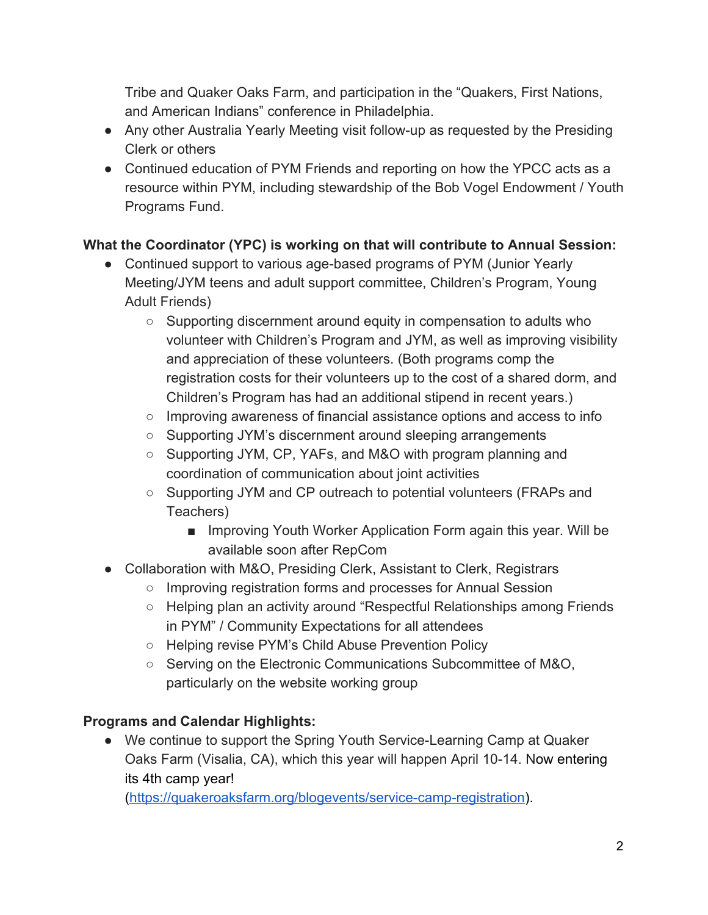Tribe and Quaker Oaks Farm, and participation in the "Quakers, First Nations, and American Indians" conference in Philadelphia.

- Any other Australia Yearly Meeting visit follow-up as requested by the Presiding Clerk or others
- Continued education of PYM Friends and reporting on how the YPCC acts as a resource within PYM, including stewardship of the Bob Vogel Endowment / Youth Programs Fund.

**What the Coordinator (YPC) is working on that will contribute to Annual Session:**

- Continued support to various age-based programs of PYM (Junior Yearly Meeting/JYM teens and adult support committee, Children's Program, Young Adult Friends)
    - Supporting discernment around equity in compensation to adults who volunteer with Children's Program and JYM, as well as improving visibility and appreciation of these volunteers. (Both programs comp the registration costs for their volunteers up to the cost of a shared dorm, and Children's Program has had an additional stipend in recent years.)
    - Improving awareness of financial assistance options and access to info
    - Supporting JYM's discernment around sleeping arrangements
    - Supporting JYM, CP, YAFs, and M&O with program planning and coordination of communication about joint activities
    - Supporting JYM and CP outreach to potential volunteers (FRAPs and Teachers)
        - Improving Youth Worker Application Form again this year. Will be available soon after RepCom
- Collaboration with M&O, Presiding Clerk, Assistant to Clerk, Registrars
    - Improving registration forms and processes for Annual Session
    - Helping plan an activity around "Respectful Relationships among Friends in PYM" / Community Expectations for all attendees
    - Helping revise PYM's Child Abuse Prevention Policy
    - Serving on the Electronic Communications Subcommittee of M&O, particularly on the website working group

**Programs and Calendar Highlights:**

- We continue to support the Spring Youth Service-Learning Camp at Quaker Oaks Farm (Visalia, CA), which this year will happen April 10-14. Now entering its 4th camp year! (https://quakeroaksfarm.org/blogevents/service-camp-registration).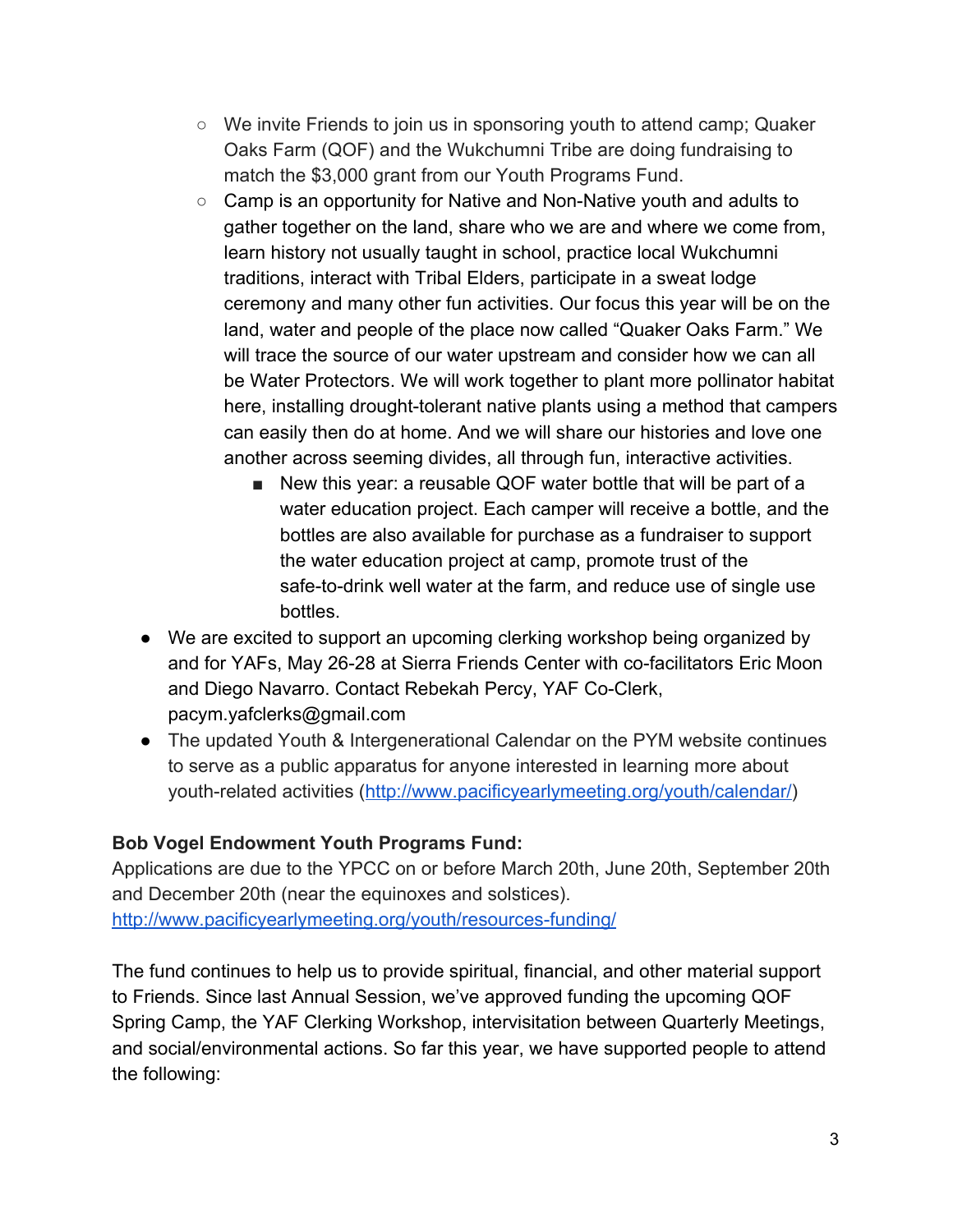- We invite Friends to join us in sponsoring youth to attend camp; Quaker Oaks Farm (QOF) and the Wukchumni Tribe are doing fundraising to match the $3,000 grant from our Youth Programs Fund.
    - Camp is an opportunity for Native and Non-Native youth and adults to gather together on the land, share who we are and where we come from, learn history not usually taught in school, practice local Wukchumni traditions, interact with Tribal Elders, participate in a sweat lodge ceremony and many other fun activities. Our focus this year will be on the land, water and people of the place now called "Quaker Oaks Farm." We will trace the source of our water upstream and consider how we can all be Water Protectors. We will work together to plant more pollinator habitat here, installing drought-tolerant native plants using a method that campers can easily then do at home. And we will share our histories and love one another across seeming divides, all through fun, interactive activities.
        - New this year: a reusable QOF water bottle that will be part of a water education project. Each camper will receive a bottle, and the bottles are also available for purchase as a fundraiser to support the water education project at camp, promote trust of the safe-to-drink well water at the farm, and reduce use of single use bottles.
- We are excited to support an upcoming clerking workshop being organized by and for YAFs, May 26-28 at Sierra Friends Center with co-facilitators Eric Moon and Diego Navarro. Contact Rebekah Percy, YAF Co-Clerk, pacym.yafclerks@gmail.com
- The updated Youth & Intergenerational Calendar on the PYM website continues to serve as a public apparatus for anyone interested in learning more about youth-related activities (http://www.pacificyearlymeeting.org/youth/calendar/)

**Bob Vogel Endowment Youth Programs Fund:**
Applications are due to the YPCC on or before March 20th, June 20th, September 20th and December 20th (near the equinoxes and solstices).
http://www.pacificyearlymeeting.org/youth/resources-funding/

The fund continues to help us to provide spiritual, financial, and other material support to Friends. Since last Annual Session, we've approved funding the upcoming QOF Spring Camp, the YAF Clerking Workshop, intervisitation between Quarterly Meetings, and social/environmental actions. So far this year, we have supported people to attend the following: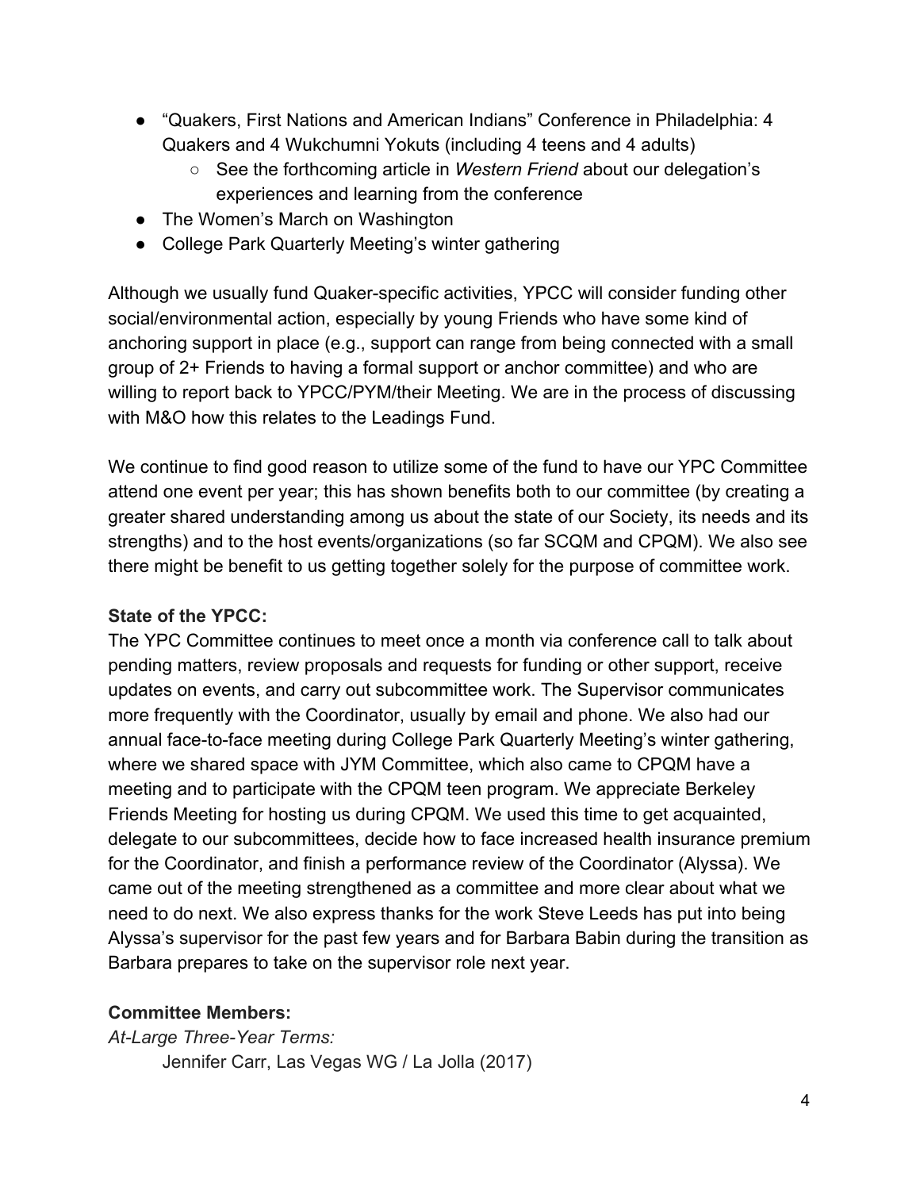- “Quakers, First Nations and American Indians” Conference in Philadelphia: 4 Quakers and 4 Wukchumni Yokuts (including 4 teens and 4 adults)
    - See the forthcoming article in *Western Friend* about our delegation’s experiences and learning from the conference
- The Women’s March on Washington
- College Park Quarterly Meeting’s winter gathering

Although we usually fund Quaker-specific activities, YPCC will consider funding other social/environmental action, especially by young Friends who have some kind of anchoring support in place (e.g., support can range from being connected with a small group of 2+ Friends to having a formal support or anchor committee) and who are willing to report back to YPCC/PYM/their Meeting. We are in the process of discussing with M&O how this relates to the Leadings Fund.

We continue to find good reason to utilize some of the fund to have our YPC Committee attend one event per year; this has shown benefits both to our committee (by creating a greater shared understanding among us about the state of our Society, its needs and its strengths) and to the host events/organizations (so far SCQM and CPQM). We also see there might be benefit to us getting together solely for the purpose of committee work.

**State of the YPCC:**

The YPC Committee continues to meet once a month via conference call to talk about pending matters, review proposals and requests for funding or other support, receive updates on events, and carry out subcommittee work. The Supervisor communicates more frequently with the Coordinator, usually by email and phone. We also had our annual face-to-face meeting during College Park Quarterly Meeting’s winter gathering, where we shared space with JYM Committee, which also came to CPQM have a meeting and to participate with the CPQM teen program. We appreciate Berkeley Friends Meeting for hosting us during CPQM. We used this time to get acquainted, delegate to our subcommittees, decide how to face increased health insurance premium for the Coordinator, and finish a performance review of the Coordinator (Alyssa). We came out of the meeting strengthened as a committee and more clear about what we need to do next. We also express thanks for the work Steve Leeds has put into being Alyssa’s supervisor for the past few years and for Barbara Babin during the transition as Barbara prepares to take on the supervisor role next year.

**Committee Members:**

*At-Large Three-Year Terms:*

Jennifer Carr, Las Vegas WG / La Jolla (2017)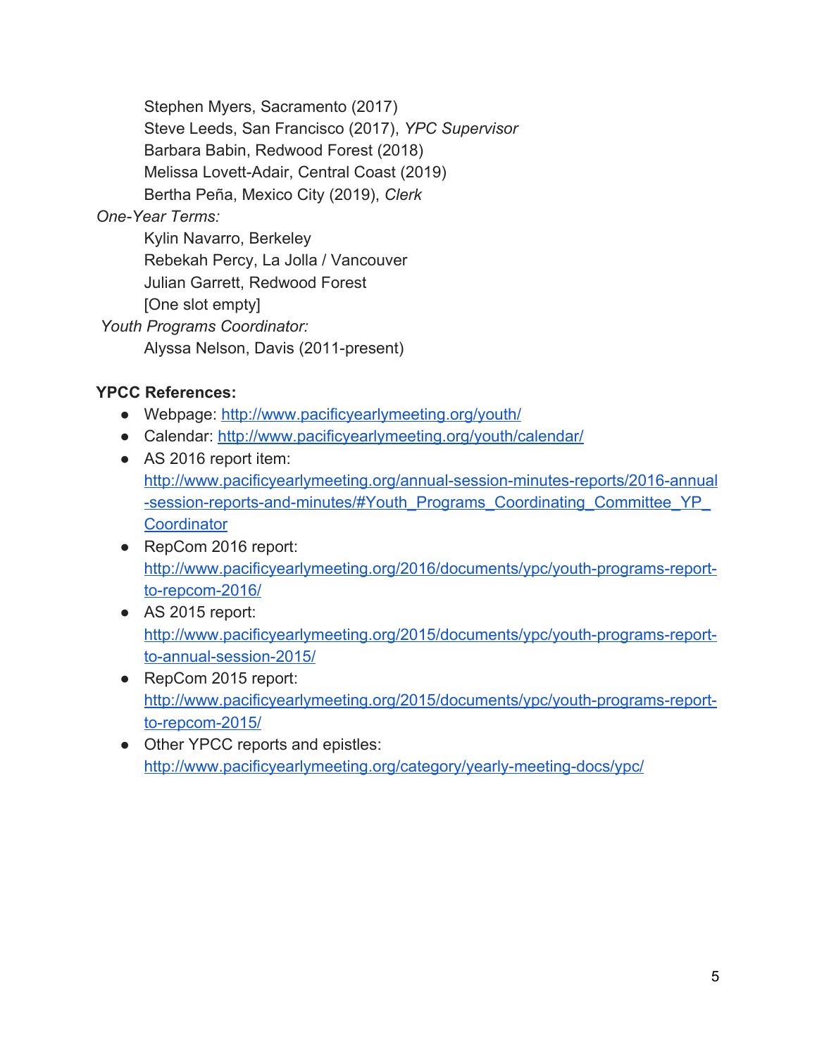Stephen Myers, Sacramento (2017)
Steve Leeds, San Francisco (2017), *YPC Supervisor*
Barbara Babin, Redwood Forest (2018)
Melissa Lovett-Adair, Central Coast (2019)
Bertha Peña, Mexico City (2019), *Clerk*

*One-Year Terms:*

Kylin Navarro, Berkeley
Rebekah Percy, La Jolla / Vancouver
Julian Garrett, Redwood Forest
[One slot empty]

*Youth Programs Coordinator:*

Alyssa Nelson, Davis (2011-present)

**YPCC References:**

- Webpage: [http://www.pacificyearlymeeting.org/youth/](http://www.pacificyearlymeeting.org/youth/)
- Calendar: [http://www.pacificyearlymeeting.org/youth/calendar/](http://www.pacificyearlymeeting.org/youth/calendar/)
- AS 2016 report item: [http://www.pacificyearlymeeting.org/annual-session-minutes-reports/2016-annual-session-reports-and-minutes/#Youth_Programs_Coordinating_Committee_YP_Coordinator](http://www.pacificyearlymeeting.org/annual-session-minutes-reports/2016-annual-session-reports-and-minutes/#Youth_Programs_Coordinating_Committee_YP_Coordinator)
- RepCom 2016 report: [http://www.pacificyearlymeeting.org/2016/documents/ypc/youth-programs-report-to-repcom-2016/](http://www.pacificyearlymeeting.org/2016/documents/ypc/youth-programs-report-to-repcom-2016/)
- AS 2015 report: [http://www.pacificyearlymeeting.org/2015/documents/ypc/youth-programs-report-to-annual-session-2015/](http://www.pacificyearlymeeting.org/2015/documents/ypc/youth-programs-report-to-annual-session-2015/)
- RepCom 2015 report: [http://www.pacificyearlymeeting.org/2015/documents/ypc/youth-programs-report-to-repcom-2015/](http://www.pacificyearlymeeting.org/2015/documents/ypc/youth-programs-report-to-repcom-2015/)
- Other YPCC reports and epistles: [http://www.pacificyearlymeeting.org/category/yearly-meeting-docs/ypc/](http://www.pacificyearlymeeting.org/category/yearly-meeting-docs/ypc/)